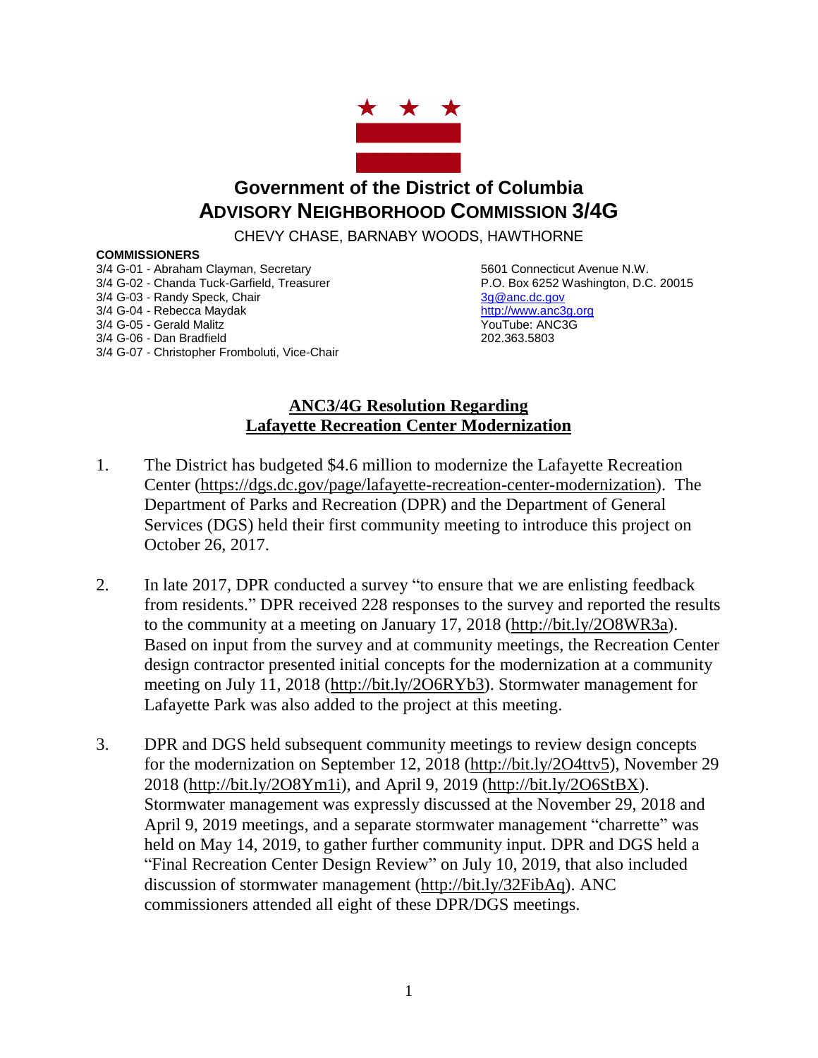# Government of the District of Columbia
# ADVISORY NEIGHBORHOOD COMMISSION 3/4G

CHEVY CHASE, BARNABY WOODS, HAWTHORNE

**COMMISSIONERS**

3/4 G-01 - Abraham Clayman, Secretary
3/4 G-02 - Chanda Tuck-Garfield, Treasurer
3/4 G-03 - Randy Speck, Chair
3/4 G-04 - Rebecca Maydak
3/4 G-05 - Gerald Malitz
3/4 G-06 - Dan Bradfield
3/4 G-07 - Christopher Fromboluti, Vice-Chair

5601 Connecticut Avenue N.W.
P.O. Box 6252 Washington, D.C. 20015
3g@anc.dc.gov
http://www.anc3g.org
YouTube: ANC3G
202.363.5803

## ANC3/4G Resolution Regarding Lafayette Recreation Center Modernization

1. The District has budgeted $4.6 million to modernize the Lafayette Recreation Center (https://dgs.dc.gov/page/lafayette-recreation-center-modernization). The Department of Parks and Recreation (DPR) and the Department of General Services (DGS) held their first community meeting to introduce this project on October 26, 2017.

2. In late 2017, DPR conducted a survey "to ensure that we are enlisting feedback from residents." DPR received 228 responses to the survey and reported the results to the community at a meeting on January 17, 2018 (http://bit.ly/2O8WR3a). Based on input from the survey and at community meetings, the Recreation Center design contractor presented initial concepts for the modernization at a community meeting on July 11, 2018 (http://bit.ly/2O6RYb3). Stormwater management for Lafayette Park was also added to the project at this meeting.

3. DPR and DGS held subsequent community meetings to review design concepts for the modernization on September 12, 2018 (http://bit.ly/2O4ttv5), November 29 2018 (http://bit.ly/2O8Ym1i), and April 9, 2019 (http://bit.ly/2O6StBX). Stormwater management was expressly discussed at the November 29, 2018 and April 9, 2019 meetings, and a separate stormwater management "charrette" was held on May 14, 2019, to gather further community input. DPR and DGS held a "Final Recreation Center Design Review" on July 10, 2019, that also included discussion of stormwater management (http://bit.ly/32FibAq). ANC commissioners attended all eight of these DPR/DGS meetings.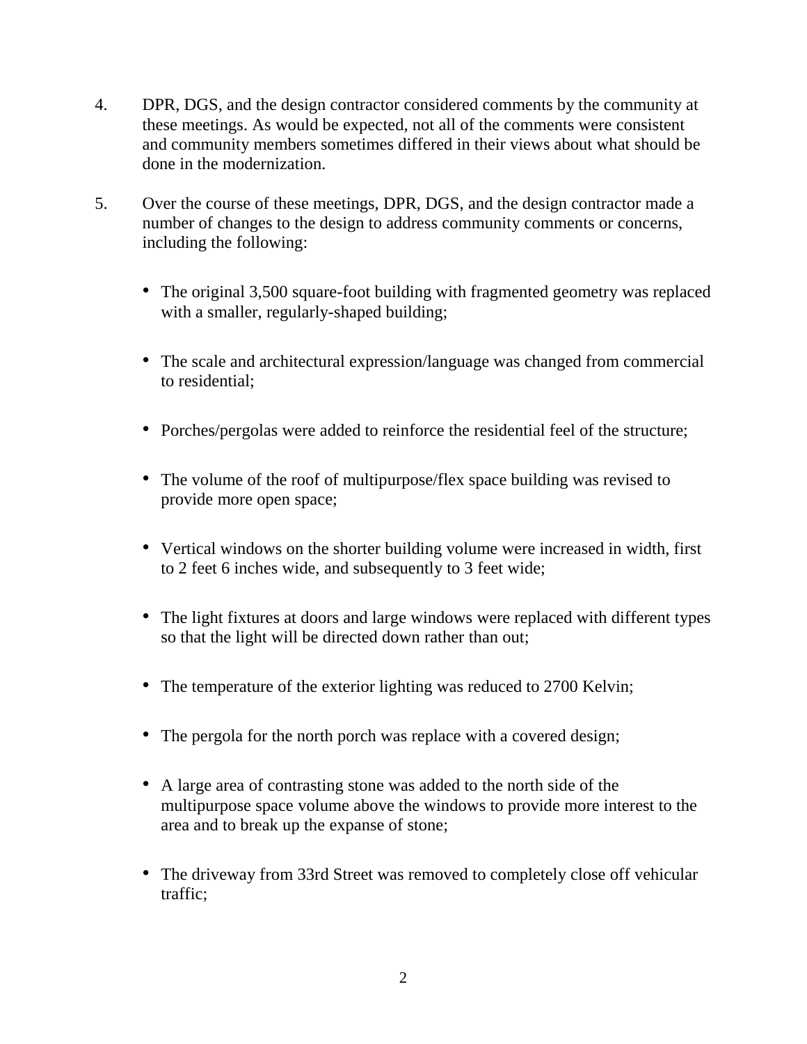4. DPR, DGS, and the design contractor considered comments by the community at these meetings. As would be expected, not all of the comments were consistent and community members sometimes differed in their views about what should be done in the modernization.

5. Over the course of these meetings, DPR, DGS, and the design contractor made a number of changes to the design to address community comments or concerns, including the following:

   - The original 3,500 square-foot building with fragmented geometry was replaced with a smaller, regularly-shaped building;
   - The scale and architectural expression/language was changed from commercial to residential;
   - Porches/pergolas were added to reinforce the residential feel of the structure;
   - The volume of the roof of multipurpose/flex space building was revised to provide more open space;
   - Vertical windows on the shorter building volume were increased in width, first to 2 feet 6 inches wide, and subsequently to 3 feet wide;
   - The light fixtures at doors and large windows were replaced with different types so that the light will be directed down rather than out;
   - The temperature of the exterior lighting was reduced to 2700 Kelvin;
   - The pergola for the north porch was replace with a covered design;
   - A large area of contrasting stone was added to the north side of the multipurpose space volume above the windows to provide more interest to the area and to break up the expanse of stone;
   - The driveway from 33rd Street was removed to completely close off vehicular traffic;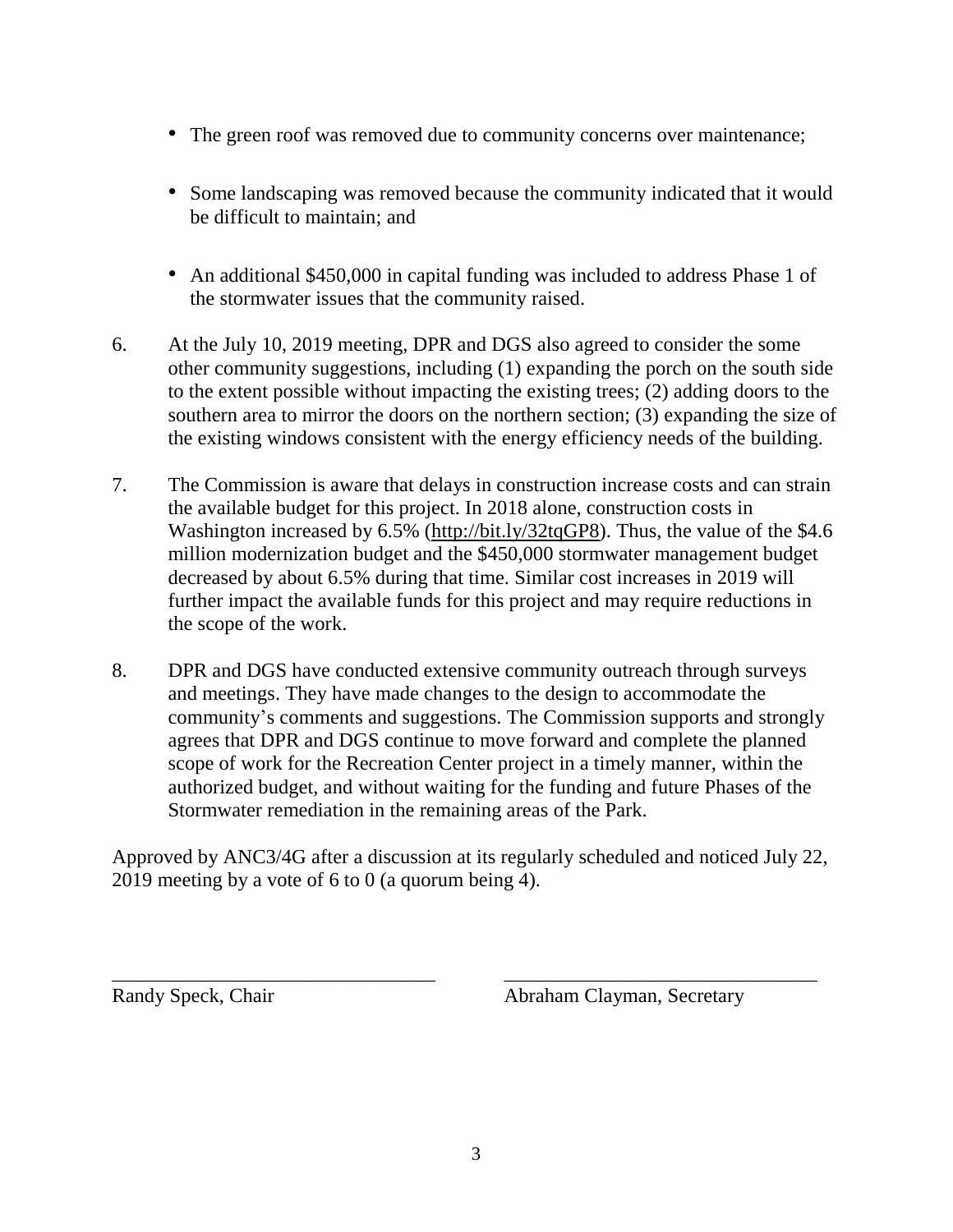- The green roof was removed due to community concerns over maintenance;

- Some landscaping was removed because the community indicated that it would be difficult to maintain; and

- An additional $450,000 in capital funding was included to address Phase 1 of the stormwater issues that the community raised.

6. At the July 10, 2019 meeting, DPR and DGS also agreed to consider the some other community suggestions, including (1) expanding the porch on the south side to the extent possible without impacting the existing trees; (2) adding doors to the southern area to mirror the doors on the northern section; (3) expanding the size of the existing windows consistent with the energy efficiency needs of the building.

7. The Commission is aware that delays in construction increase costs and can strain the available budget for this project. In 2018 alone, construction costs in Washington increased by 6.5% (http://bit.ly/32tqGP8). Thus, the value of the $4.6 million modernization budget and the $450,000 stormwater management budget decreased by about 6.5% during that time. Similar cost increases in 2019 will further impact the available funds for this project and may require reductions in the scope of the work.

8. DPR and DGS have conducted extensive community outreach through surveys and meetings. They have made changes to the design to accommodate the community's comments and suggestions. The Commission supports and strongly agrees that DPR and DGS continue to move forward and complete the planned scope of work for the Recreation Center project in a timely manner, within the authorized budget, and without waiting for the funding and future Phases of the Stormwater remediation in the remaining areas of the Park.

Approved by ANC3/4G after a discussion at its regularly scheduled and noticed July 22, 2019 meeting by a vote of 6 to 0 (a quorum being 4).

_______________________________ _______________________________

Randy Speck, Chair Abraham Clayman, Secretary